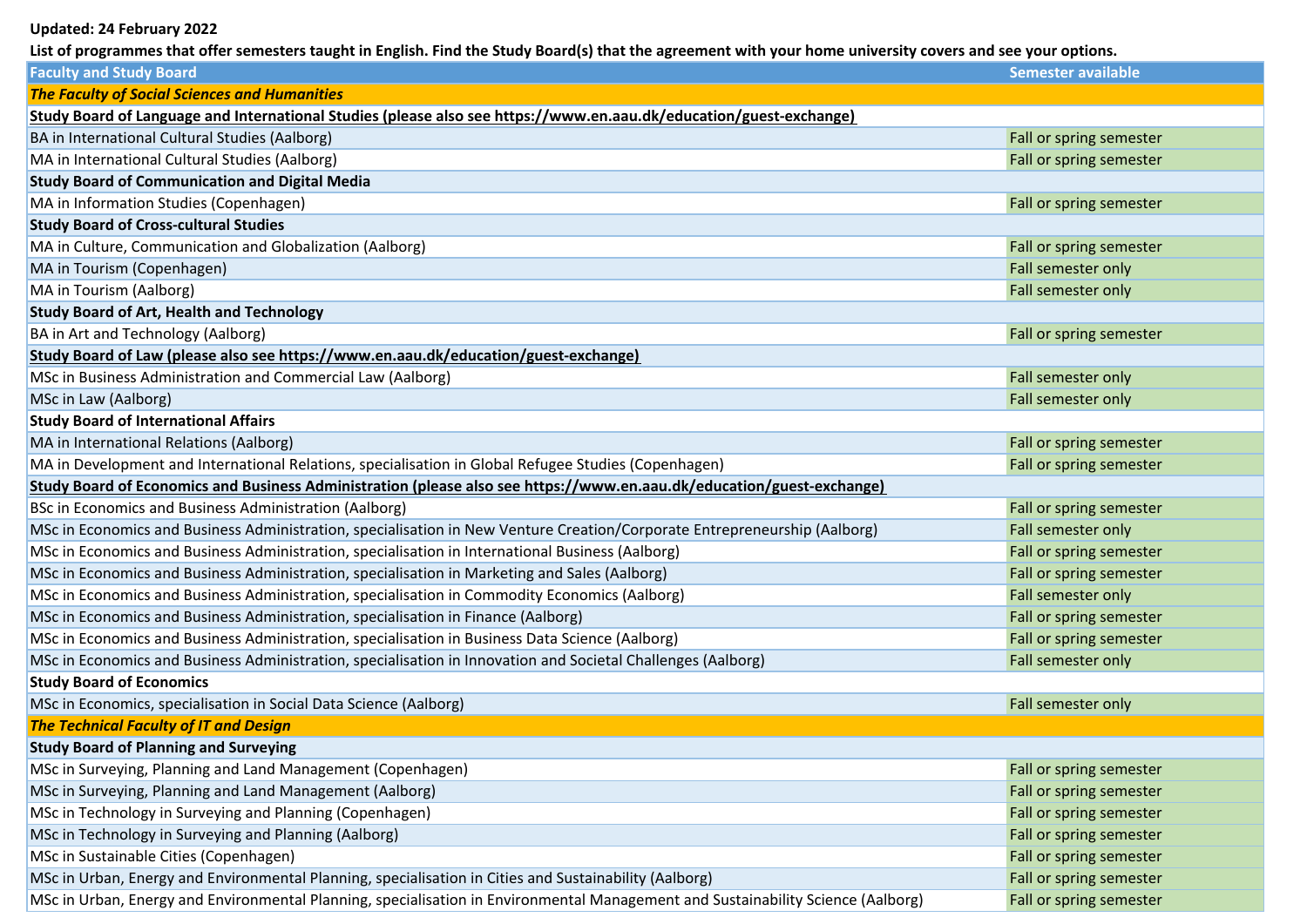**Updated: 24 February 2022**

**List of programmes that offer semesters taught in English. Find the Study Board(s) that the agreement with your home university covers and see your options.**

| Faculty and Study Board | Semester available |
|---|---|
| ***The Faculty of Social Sciences and Humanities*** | |
| **Study Board of Language and International Studies (please also see https://www.en.aau.dk/education/guest-exchange)** | |
| BA in International Cultural Studies (Aalborg) | Fall or spring semester |
| MA in International Cultural Studies (Aalborg) | Fall or spring semester |
| **Study Board of Communication and Digital Media** | |
| MA in Information Studies (Copenhagen) | Fall or spring semester |
| **Study Board of Cross-cultural Studies** | |
| MA in Culture, Communication and Globalization (Aalborg) | Fall or spring semester |
| MA in Tourism (Copenhagen) | Fall semester only |
| MA in Tourism (Aalborg) | Fall semester only |
| **Study Board of Art, Health and Technology** | |
| BA in Art and Technology (Aalborg) | Fall or spring semester |
| **Study Board of Law (please also see https://www.en.aau.dk/education/guest-exchange)** | |
| MSc in Business Administration and Commercial Law (Aalborg) | Fall semester only |
| MSc in Law (Aalborg) | Fall semester only |
| **Study Board of International Affairs** | |
| MA in International Relations (Aalborg) | Fall or spring semester |
| MA in Development and International Relations, specialisation in Global Refugee Studies (Copenhagen) | Fall or spring semester |
| **Study Board of Economics and Business Administration (please also see https://www.en.aau.dk/education/guest-exchange)** | |
| BSc in Economics and Business Administration (Aalborg) | Fall or spring semester |
| MSc in Economics and Business Administration, specialisation in New Venture Creation/Corporate Entrepreneurship (Aalborg) | Fall semester only |
| MSc in Economics and Business Administration, specialisation in International Business (Aalborg) | Fall or spring semester |
| MSc in Economics and Business Administration, specialisation in Marketing and Sales (Aalborg) | Fall or spring semester |
| MSc in Economics and Business Administration, specialisation in Commodity Economics (Aalborg) | Fall semester only |
| MSc in Economics and Business Administration, specialisation in Finance (Aalborg) | Fall or spring semester |
| MSc in Economics and Business Administration, specialisation in Business Data Science (Aalborg) | Fall or spring semester |
| MSc in Economics and Business Administration, specialisation in Innovation and Societal Challenges (Aalborg) | Fall semester only |
| **Study Board of Economics** | |
| MSc in Economics, specialisation in Social Data Science (Aalborg) | Fall semester only |
| ***The Technical Faculty of IT and Design*** | |
| **Study Board of Planning and Surveying** | |
| MSc in Surveying, Planning and Land Management (Copenhagen) | Fall or spring semester |
| MSc in Surveying, Planning and Land Management (Aalborg) | Fall or spring semester |
| MSc in Technology in Surveying and Planning (Copenhagen) | Fall or spring semester |
| MSc in Technology in Surveying and Planning (Aalborg) | Fall or spring semester |
| MSc in Sustainable Cities (Copenhagen) | Fall or spring semester |
| MSc in Urban, Energy and Environmental Planning, specialisation in Cities and Sustainability (Aalborg) | Fall or spring semester |
| MSc in Urban, Energy and Environmental Planning, specialisation in Environmental Management and Sustainability Science (Aalborg) | Fall or spring semester |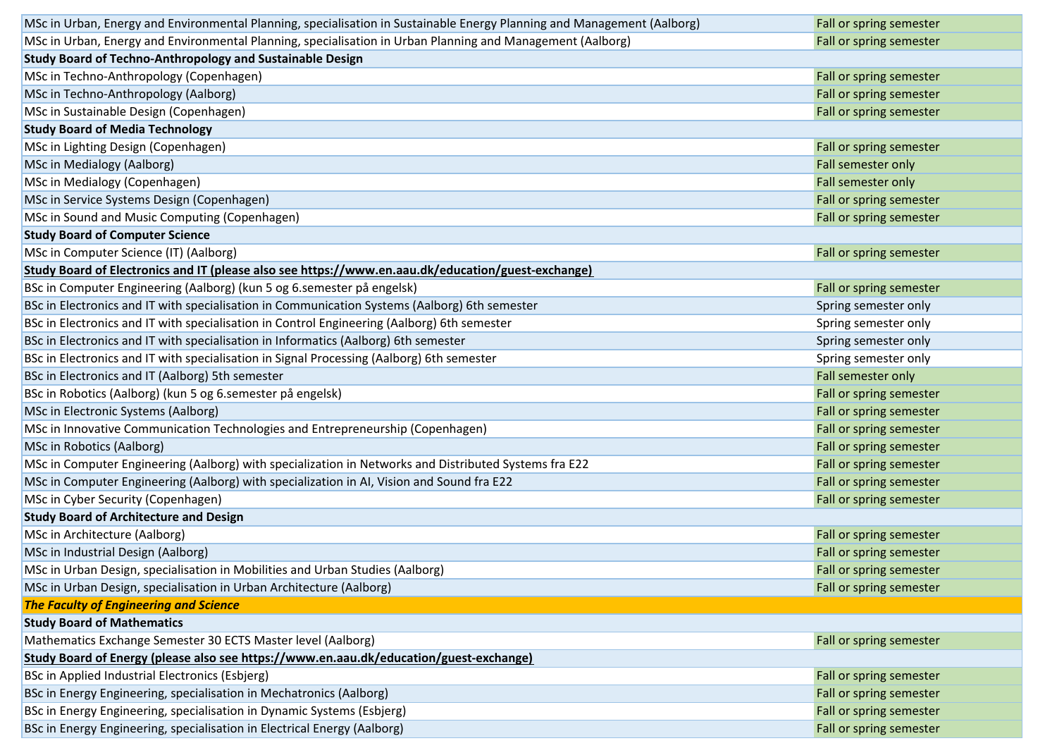| | |
|---|---|
| MSc in Urban, Energy and Environmental Planning, specialisation in Sustainable Energy Planning and Management (Aalborg) | Fall or spring semester |
| MSc in Urban, Energy and Environmental Planning, specialisation in Urban Planning and Management (Aalborg) | Fall or spring semester |
| **Study Board of Techno-Anthropology and Sustainable Design** | |
| MSc in Techno-Anthropology (Copenhagen) | Fall or spring semester |
| MSc in Techno-Anthropology (Aalborg) | Fall or spring semester |
| MSc in Sustainable Design (Copenhagen) | Fall or spring semester |
| **Study Board of Media Technology** | |
| MSc in Lighting Design (Copenhagen) | Fall or spring semester |
| MSc in Medialogy (Aalborg) | Fall semester only |
| MSc in Medialogy (Copenhagen) | Fall semester only |
| MSc in Service Systems Design (Copenhagen) | Fall or spring semester |
| MSc in Sound and Music Computing (Copenhagen) | Fall or spring semester |
| **Study Board of Computer Science** | |
| MSc in Computer Science (IT) (Aalborg) | Fall or spring semester |
| **Study Board of Electronics and IT (please also see https://www.en.aau.dk/education/guest-exchange)** | |
| BSc in Computer Engineering (Aalborg) (kun 5 og 6.semester på engelsk) | Fall or spring semester |
| BSc in Electronics and IT with specialisation in Communication Systems (Aalborg) 6th semester | Spring semester only |
| BSc in Electronics and IT with specialisation in Control Engineering (Aalborg) 6th semester | Spring semester only |
| BSc in Electronics and IT with specialisation in Informatics (Aalborg) 6th semester | Spring semester only |
| BSc in Electronics and IT with specialisation in Signal Processing (Aalborg) 6th semester | Spring semester only |
| BSc in Electronics and IT (Aalborg) 5th semester | Fall semester only |
| BSc in Robotics (Aalborg) (kun 5 og 6.semester på engelsk) | Fall or spring semester |
| MSc in Electronic Systems (Aalborg) | Fall or spring semester |
| MSc in Innovative Communication Technologies and Entrepreneurship (Copenhagen) | Fall or spring semester |
| MSc in Robotics (Aalborg) | Fall or spring semester |
| MSc in Computer Engineering (Aalborg) with specialization in Networks and Distributed Systems fra E22 | Fall or spring semester |
| MSc in Computer Engineering (Aalborg) with specialization in AI, Vision and Sound fra E22 | Fall or spring semester |
| MSc in Cyber Security (Copenhagen) | Fall or spring semester |
| **Study Board of Architecture and Design** | |
| MSc in Architecture (Aalborg) | Fall or spring semester |
| MSc in Industrial Design (Aalborg) | Fall or spring semester |
| MSc in Urban Design, specialisation in Mobilities and Urban Studies (Aalborg) | Fall or spring semester |
| MSc in Urban Design, specialisation in Urban Architecture (Aalborg) | Fall or spring semester |
| ***The Faculty of Engineering and Science*** | |
| **Study Board of Mathematics** | |
| Mathematics Exchange Semester 30 ECTS Master level (Aalborg) | Fall or spring semester |
| **Study Board of Energy (please also see https://www.en.aau.dk/education/guest-exchange)** | |
| BSc in Applied Industrial Electronics (Esbjerg) | Fall or spring semester |
| BSc in Energy Engineering, specialisation in Mechatronics (Aalborg) | Fall or spring semester |
| BSc in Energy Engineering, specialisation in Dynamic Systems (Esbjerg) | Fall or spring semester |
| BSc in Energy Engineering, specialisation in Electrical Energy (Aalborg) | Fall or spring semester |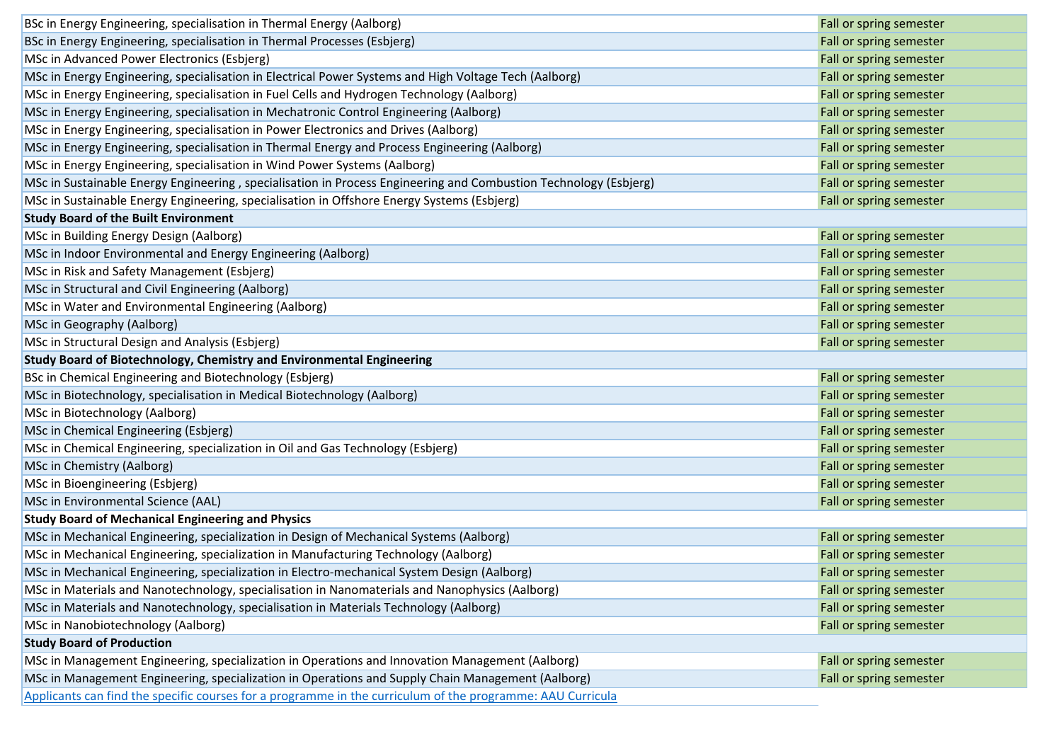| | |
|---|---|
| BSc in Energy Engineering, specialisation in Thermal Energy (Aalborg) | Fall or spring semester |
| BSc in Energy Engineering, specialisation in Thermal Processes (Esbjerg) | Fall or spring semester |
| MSc in Advanced Power Electronics (Esbjerg) | Fall or spring semester |
| MSc in Energy Engineering, specialisation in Electrical Power Systems and High Voltage Tech (Aalborg) | Fall or spring semester |
| MSc in Energy Engineering, specialisation in Fuel Cells and Hydrogen Technology (Aalborg) | Fall or spring semester |
| MSc in Energy Engineering, specialisation in Mechatronic Control Engineering (Aalborg) | Fall or spring semester |
| MSc in Energy Engineering, specialisation in Power Electronics and Drives (Aalborg) | Fall or spring semester |
| MSc in Energy Engineering, specialisation in Thermal Energy and Process Engineering (Aalborg) | Fall or spring semester |
| MSc in Energy Engineering, specialisation in Wind Power Systems (Aalborg) | Fall or spring semester |
| MSc in Sustainable Energy Engineering , specialisation in Process Engineering and Combustion Technology (Esbjerg) | Fall or spring semester |
| MSc in Sustainable Energy Engineering, specialisation in Offshore Energy Systems (Esbjerg) | Fall or spring semester |
| **Study Board of the Built Environment** | |
| MSc in Building Energy Design (Aalborg) | Fall or spring semester |
| MSc in Indoor Environmental and Energy Engineering (Aalborg) | Fall or spring semester |
| MSc in Risk and Safety Management (Esbjerg) | Fall or spring semester |
| MSc in Structural and Civil Engineering (Aalborg) | Fall or spring semester |
| MSc in Water and Environmental Engineering (Aalborg) | Fall or spring semester |
| MSc in Geography (Aalborg) | Fall or spring semester |
| MSc in Structural Design and Analysis (Esbjerg) | Fall or spring semester |
| **Study Board of Biotechnology, Chemistry and Environmental Engineering** | |
| BSc in Chemical Engineering and Biotechnology (Esbjerg) | Fall or spring semester |
| MSc in Biotechnology, specialisation in Medical Biotechnology (Aalborg) | Fall or spring semester |
| MSc in Biotechnology (Aalborg) | Fall or spring semester |
| MSc in Chemical Engineering (Esbjerg) | Fall or spring semester |
| MSc in Chemical Engineering, specialization in Oil and Gas Technology (Esbjerg) | Fall or spring semester |
| MSc in Chemistry (Aalborg) | Fall or spring semester |
| MSc in Bioengineering (Esbjerg) | Fall or spring semester |
| MSc in Environmental Science (AAL) | Fall or spring semester |
| **Study Board of Mechanical Engineering and Physics** | |
| MSc in Mechanical Engineering, specialization in Design of Mechanical Systems (Aalborg) | Fall or spring semester |
| MSc in Mechanical Engineering, specialization in Manufacturing Technology (Aalborg) | Fall or spring semester |
| MSc in Mechanical Engineering, specialization in Electro-mechanical System Design (Aalborg) | Fall or spring semester |
| MSc in Materials and Nanotechnology, specialisation in Nanomaterials and Nanophysics (Aalborg) | Fall or spring semester |
| MSc in Materials and Nanotechnology, specialisation in Materials Technology (Aalborg) | Fall or spring semester |
| MSc in Nanobiotechnology (Aalborg) | Fall or spring semester |
| **Study Board of Production** | |
| MSc in Management Engineering, specialization in Operations and Innovation Management (Aalborg) | Fall or spring semester |
| MSc in Management Engineering, specialization in Operations and Supply Chain Management (Aalborg) | Fall or spring semester |
| Applicants can find the specific courses for a programme in the curriculum of the programme: AAU Curricula | |